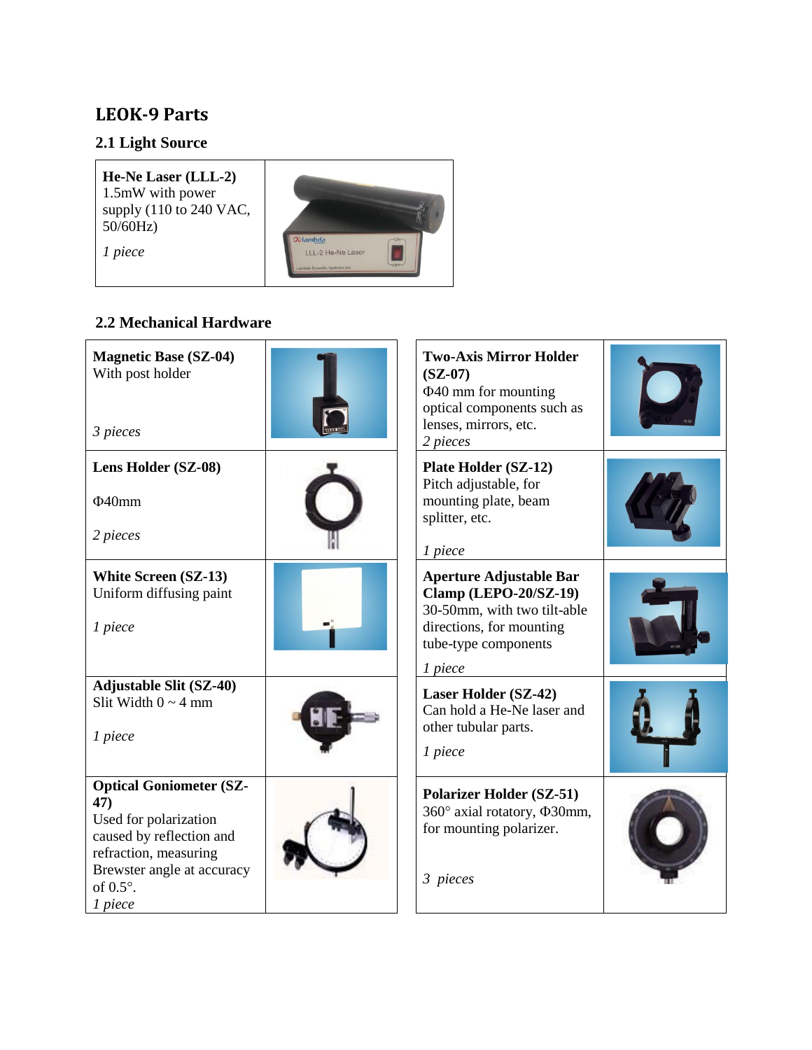# LEOK-9 Parts

## 2.1 Light Source

| | |
|---|---|
| **He-Ne Laser (LLL-2)**<br>1.5mW with power supply (110 to 240 VAC, 50/60Hz)<br>*1 piece* | |

## 2.2 Mechanical Hardware

| | | | |
|---|---|---|---|
| **Magnetic Base (SZ-04)**<br>With post holder<br>*3 pieces* | | **Two-Axis Mirror Holder (SZ-07)**<br>Φ40 mm for mounting optical components such as lenses, mirrors, etc.<br>*2 pieces* | |
| **Lens Holder (SZ-08)**<br>Φ40mm<br>*2 pieces* | | **Plate Holder (SZ-12)**<br>Pitch adjustable, for mounting plate, beam splitter, etc.<br>*1 piece* | |
| **White Screen (SZ-13)**<br>Uniform diffusing paint<br>*1 piece* | | **Aperture Adjustable Bar Clamp (LEPO-20/SZ-19)**<br>30-50mm, with two tilt-able directions, for mounting tube-type components<br>*1 piece* | |
| **Adjustable Slit (SZ-40)**<br>Slit Width 0 ~ 4 mm<br>*1 piece* | | **Laser Holder (SZ-42)**<br>Can hold a He-Ne laser and other tubular parts.<br>*1 piece* | |
| **Optical Goniometer (SZ-47)**<br>Used for polarization caused by reflection and refraction, measuring Brewster angle at accuracy of 0.5°.<br>*1 piece* | | **Polarizer Holder (SZ-51)**<br>360° axial rotatory, Φ30mm, for mounting polarizer.<br>*3 pieces* | |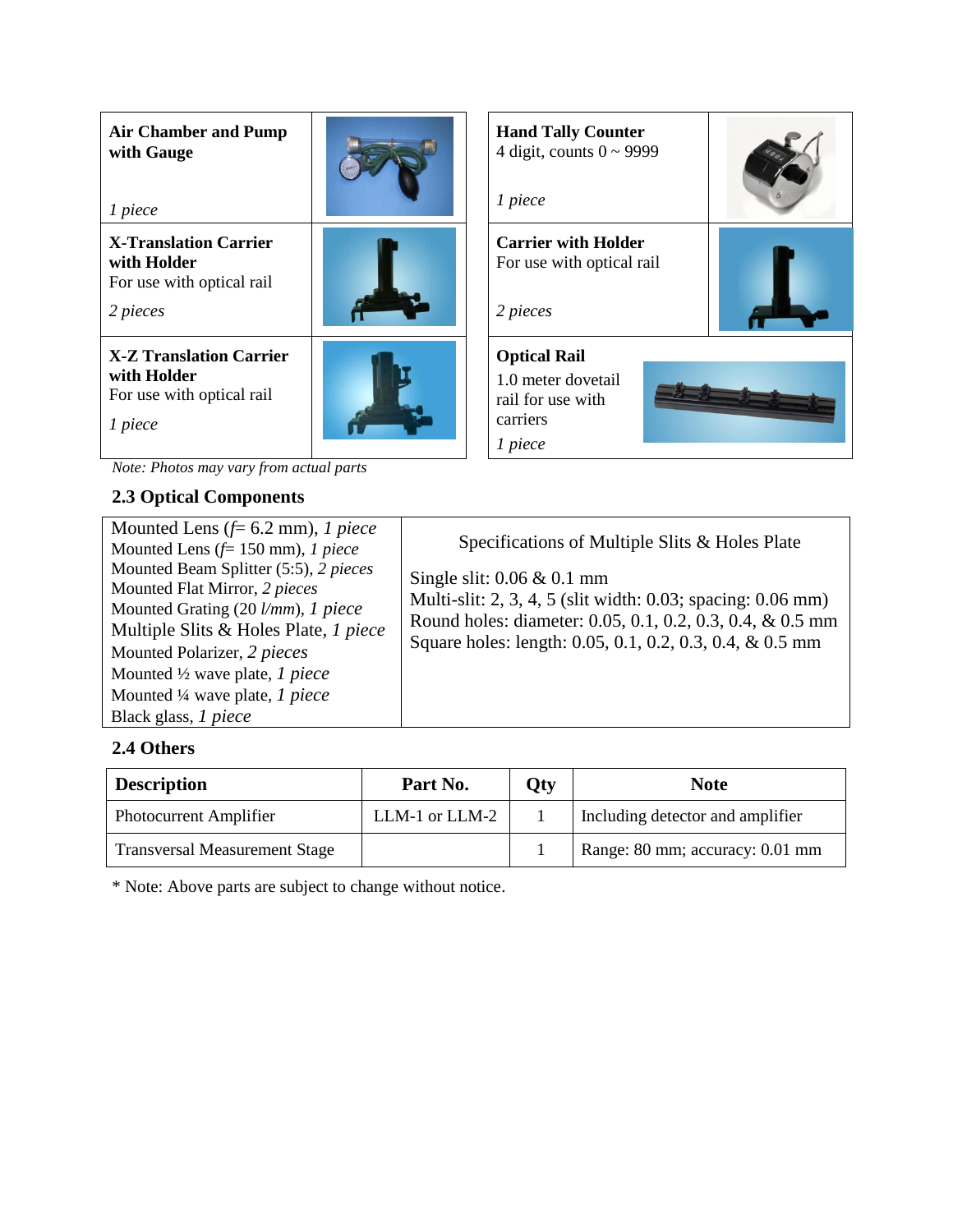| | |
|---|---|
| **Air Chamber and Pump with Gauge**<br><br>*1 piece* | **Hand Tally Counter**<br>4 digit, counts 0 ~ 9999<br><br>*1 piece* |
| **X-Translation Carrier with Holder**<br>For use with optical rail<br><br>*2 pieces* | **Carrier with Holder**<br>For use with optical rail<br><br>*2 pieces* |
| **X-Z Translation Carrier with Holder**<br>For use with optical rail<br><br>*1 piece* | **Optical Rail**<br>1.0 meter dovetail rail for use with carriers<br><br>*1 piece* |

*Note: Photos may vary from actual parts*

### 2.3 Optical Components

| | |
|---|---|
| Mounted Lens ($f$= 6.2 mm), *1 piece*<br>Mounted Lens ($f$= 150 mm), *1 piece*<br>Mounted Beam Splitter (5:5), *2 pieces*<br>Mounted Flat Mirror, *2 pieces*<br>Mounted Grating (20 *l/mm*), *1 piece*<br>Multiple Slits & Holes Plate, *1 piece*<br>Mounted Polarizer, *2 pieces*<br>Mounted ½ wave plate, *1 piece*<br>Mounted ¼ wave plate, *1 piece*<br>Black glass, *1 piece* | Specifications of Multiple Slits & Holes Plate<br><br>Single slit: 0.06 & 0.1 mm<br>Multi-slit: 2, 3, 4, 5 (slit width: 0.03; spacing: 0.06 mm)<br>Round holes: diameter: 0.05, 0.1, 0.2, 0.3, 0.4, & 0.5 mm<br>Square holes: length: 0.05, 0.1, 0.2, 0.3, 0.4, & 0.5 mm |

### 2.4 Others

| **Description** | **Part No.** | **Qty** | **Note** |
|---|---|---|---|
| Photocurrent Amplifier | LLM-1 or LLM-2 | 1 | Including detector and amplifier |
| Transversal Measurement Stage | | 1 | Range: 80 mm; accuracy: 0.01 mm |

* Note: Above parts are subject to change without notice.